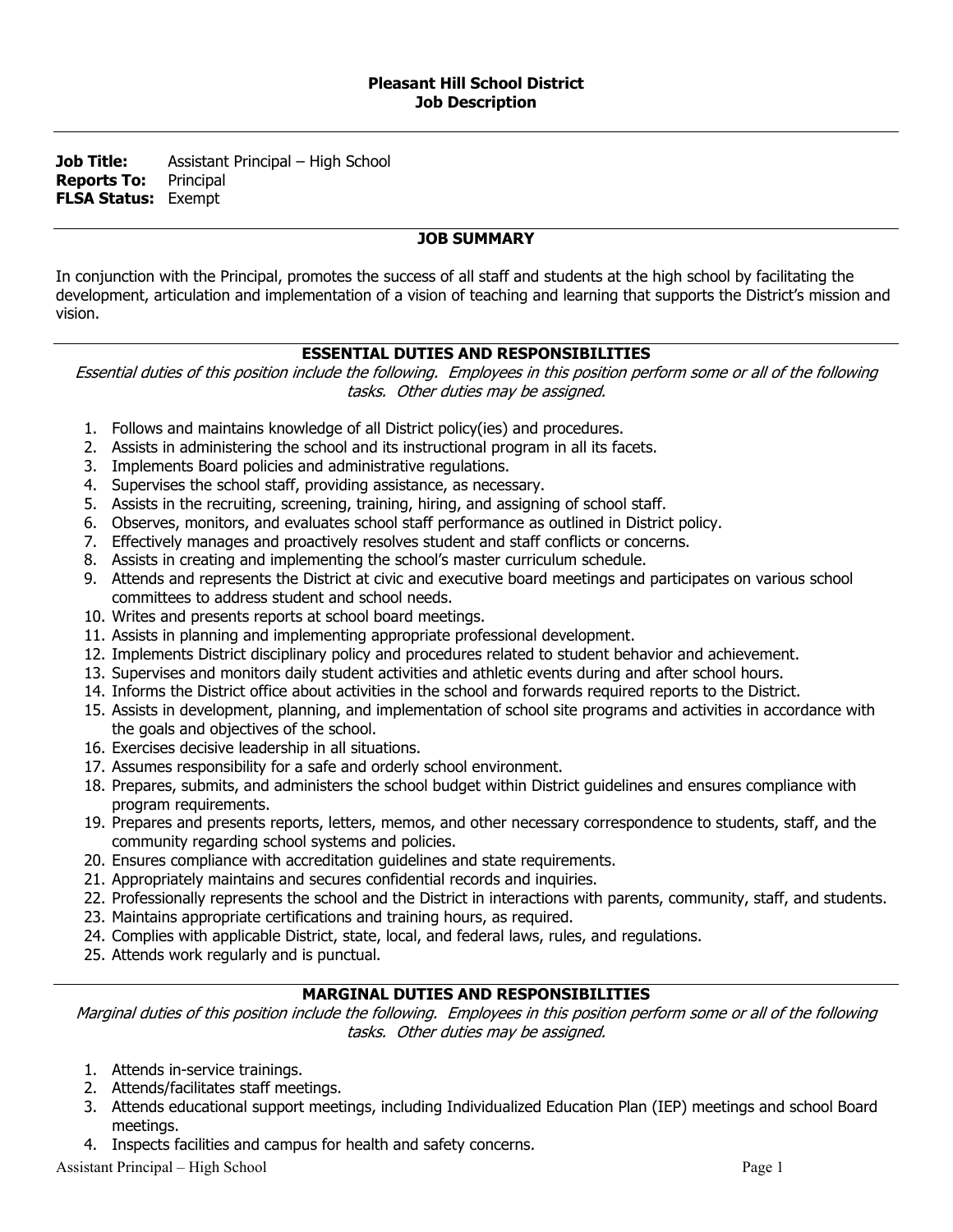**Pleasant Hill School District**
**Job Description**

---

**Job Title:** Assistant Principal – High School
**Reports To:** Principal
**FLSA Status:** Exempt

---

## JOB SUMMARY

In conjunction with the Principal, promotes the success of all staff and students at the high school by facilitating the development, articulation and implementation of a vision of teaching and learning that supports the District's mission and vision.

---

## ESSENTIAL DUTIES AND RESPONSIBILITIES

*Essential duties of this position include the following. Employees in this position perform some or all of the following tasks. Other duties may be assigned.*

1. Follows and maintains knowledge of all District policy(ies) and procedures.
2. Assists in administering the school and its instructional program in all its facets.
3. Implements Board policies and administrative regulations.
4. Supervises the school staff, providing assistance, as necessary.
5. Assists in the recruiting, screening, training, hiring, and assigning of school staff.
6. Observes, monitors, and evaluates school staff performance as outlined in District policy.
7. Effectively manages and proactively resolves student and staff conflicts or concerns.
8. Assists in creating and implementing the school's master curriculum schedule.
9. Attends and represents the District at civic and executive board meetings and participates on various school committees to address student and school needs.
10. Writes and presents reports at school board meetings.
11. Assists in planning and implementing appropriate professional development.
12. Implements District disciplinary policy and procedures related to student behavior and achievement.
13. Supervises and monitors daily student activities and athletic events during and after school hours.
14. Informs the District office about activities in the school and forwards required reports to the District.
15. Assists in development, planning, and implementation of school site programs and activities in accordance with the goals and objectives of the school.
16. Exercises decisive leadership in all situations.
17. Assumes responsibility for a safe and orderly school environment.
18. Prepares, submits, and administers the school budget within District guidelines and ensures compliance with program requirements.
19. Prepares and presents reports, letters, memos, and other necessary correspondence to students, staff, and the community regarding school systems and policies.
20. Ensures compliance with accreditation guidelines and state requirements.
21. Appropriately maintains and secures confidential records and inquiries.
22. Professionally represents the school and the District in interactions with parents, community, staff, and students.
23. Maintains appropriate certifications and training hours, as required.
24. Complies with applicable District, state, local, and federal laws, rules, and regulations.
25. Attends work regularly and is punctual.

---

## MARGINAL DUTIES AND RESPONSIBILITIES

*Marginal duties of this position include the following. Employees in this position perform some or all of the following tasks. Other duties may be assigned.*

1. Attends in-service trainings.
2. Attends/facilitates staff meetings.
3. Attends educational support meetings, including Individualized Education Plan (IEP) meetings and school Board meetings.
4. Inspects facilities and campus for health and safety concerns.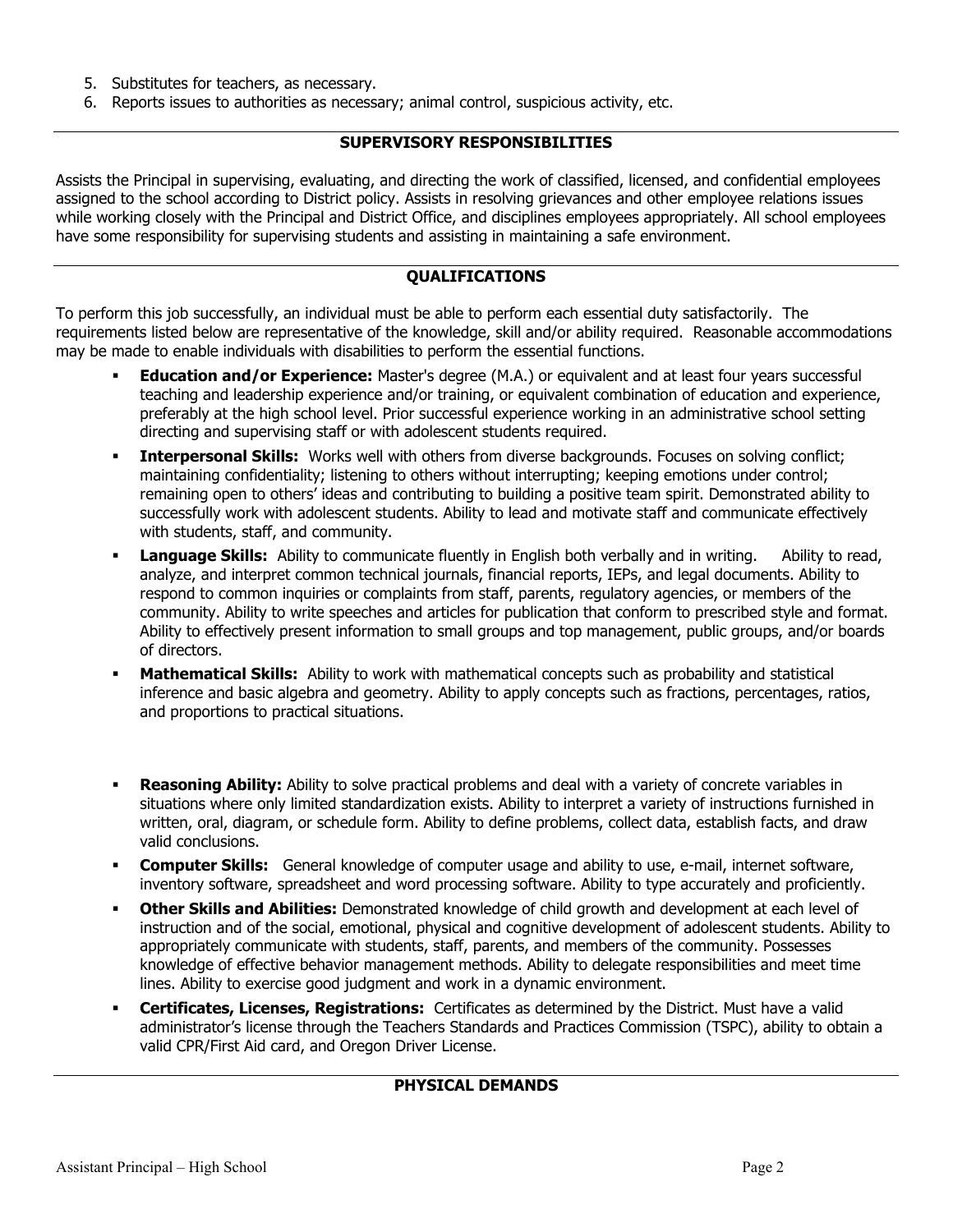5. Substitutes for teachers, as necessary.
6. Reports issues to authorities as necessary; animal control, suspicious activity, etc.

## SUPERVISORY RESPONSIBILITIES

Assists the Principal in supervising, evaluating, and directing the work of classified, licensed, and confidential employees assigned to the school according to District policy. Assists in resolving grievances and other employee relations issues while working closely with the Principal and District Office, and disciplines employees appropriately. All school employees have some responsibility for supervising students and assisting in maintaining a safe environment.

## QUALIFICATIONS

To perform this job successfully, an individual must be able to perform each essential duty satisfactorily. The requirements listed below are representative of the knowledge, skill and/or ability required. Reasonable accommodations may be made to enable individuals with disabilities to perform the essential functions.

- **Education and/or Experience:** Master's degree (M.A.) or equivalent and at least four years successful teaching and leadership experience and/or training, or equivalent combination of education and experience, preferably at the high school level. Prior successful experience working in an administrative school setting directing and supervising staff or with adolescent students required.
- **Interpersonal Skills:** Works well with others from diverse backgrounds. Focuses on solving conflict; maintaining confidentiality; listening to others without interrupting; keeping emotions under control; remaining open to others' ideas and contributing to building a positive team spirit. Demonstrated ability to successfully work with adolescent students. Ability to lead and motivate staff and communicate effectively with students, staff, and community.
- **Language Skills:** Ability to communicate fluently in English both verbally and in writing. Ability to read, analyze, and interpret common technical journals, financial reports, IEPs, and legal documents. Ability to respond to common inquiries or complaints from staff, parents, regulatory agencies, or members of the community. Ability to write speeches and articles for publication that conform to prescribed style and format. Ability to effectively present information to small groups and top management, public groups, and/or boards of directors.
- **Mathematical Skills:** Ability to work with mathematical concepts such as probability and statistical inference and basic algebra and geometry. Ability to apply concepts such as fractions, percentages, ratios, and proportions to practical situations.
- **Reasoning Ability:** Ability to solve practical problems and deal with a variety of concrete variables in situations where only limited standardization exists. Ability to interpret a variety of instructions furnished in written, oral, diagram, or schedule form. Ability to define problems, collect data, establish facts, and draw valid conclusions.
- **Computer Skills:** General knowledge of computer usage and ability to use, e-mail, internet software, inventory software, spreadsheet and word processing software. Ability to type accurately and proficiently.
- **Other Skills and Abilities:** Demonstrated knowledge of child growth and development at each level of instruction and of the social, emotional, physical and cognitive development of adolescent students. Ability to appropriately communicate with students, staff, parents, and members of the community. Possesses knowledge of effective behavior management methods. Ability to delegate responsibilities and meet time lines. Ability to exercise good judgment and work in a dynamic environment.
- **Certificates, Licenses, Registrations:** Certificates as determined by the District. Must have a valid administrator's license through the Teachers Standards and Practices Commission (TSPC), ability to obtain a valid CPR/First Aid card, and Oregon Driver License.

## PHYSICAL DEMANDS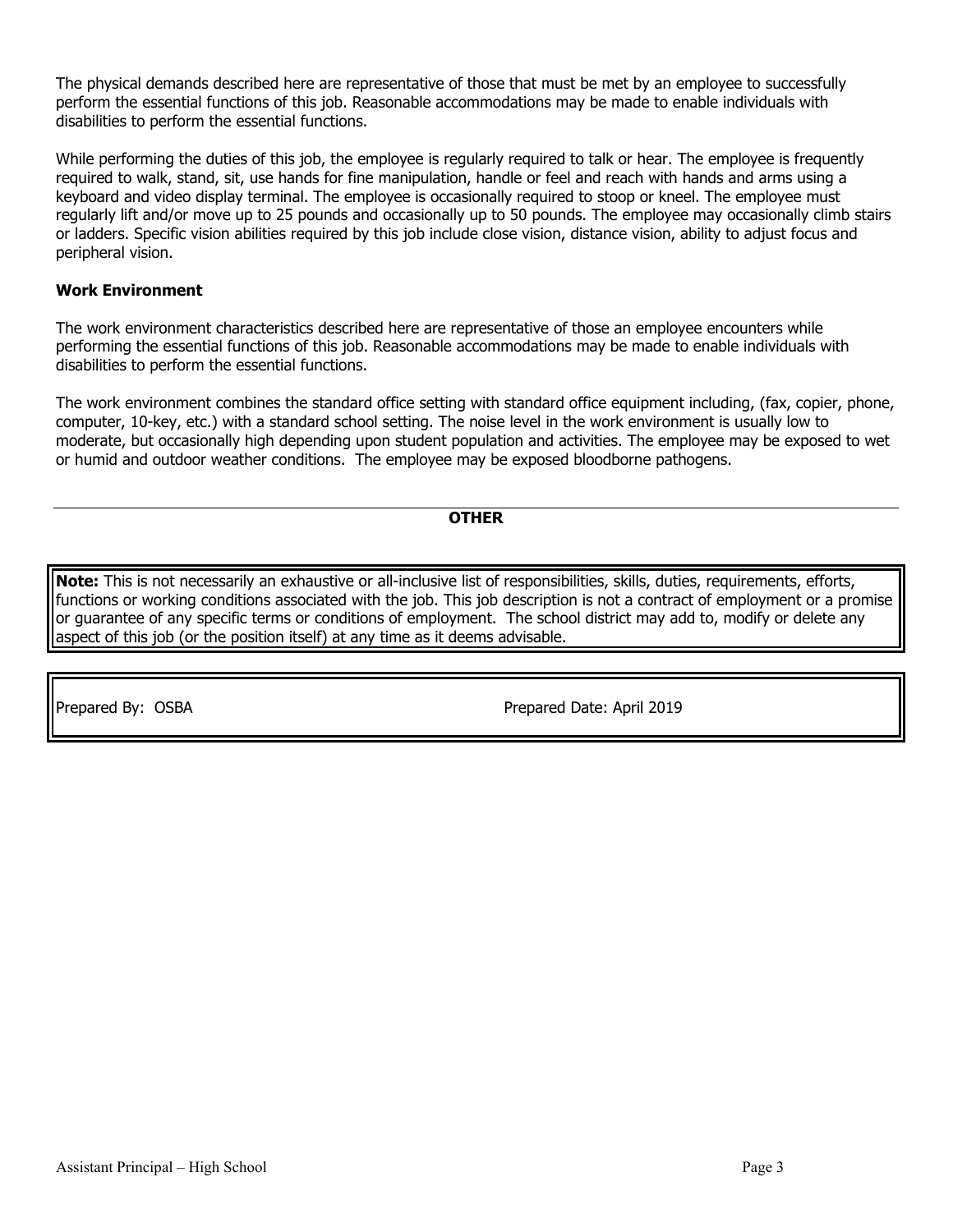The physical demands described here are representative of those that must be met by an employee to successfully perform the essential functions of this job. Reasonable accommodations may be made to enable individuals with disabilities to perform the essential functions.

While performing the duties of this job, the employee is regularly required to talk or hear. The employee is frequently required to walk, stand, sit, use hands for fine manipulation, handle or feel and reach with hands and arms using a keyboard and video display terminal. The employee is occasionally required to stoop or kneel. The employee must regularly lift and/or move up to 25 pounds and occasionally up to 50 pounds. The employee may occasionally climb stairs or ladders. Specific vision abilities required by this job include close vision, distance vision, ability to adjust focus and peripheral vision.

**Work Environment**

The work environment characteristics described here are representative of those an employee encounters while performing the essential functions of this job. Reasonable accommodations may be made to enable individuals with disabilities to perform the essential functions.

The work environment combines the standard office setting with standard office equipment including, (fax, copier, phone, computer, 10-key, etc.) with a standard school setting. The noise level in the work environment is usually low to moderate, but occasionally high depending upon student population and activities. The employee may be exposed to wet or humid and outdoor weather conditions. The employee may be exposed bloodborne pathogens.

---

## OTHER

**Note:** This is not necessarily an exhaustive or all-inclusive list of responsibilities, skills, duties, requirements, efforts, functions or working conditions associated with the job. This job description is not a contract of employment or a promise or guarantee of any specific terms or conditions of employment. The school district may add to, modify or delete any aspect of this job (or the position itself) at any time as it deems advisable.

Prepared By: OSBA

Prepared Date: April 2019